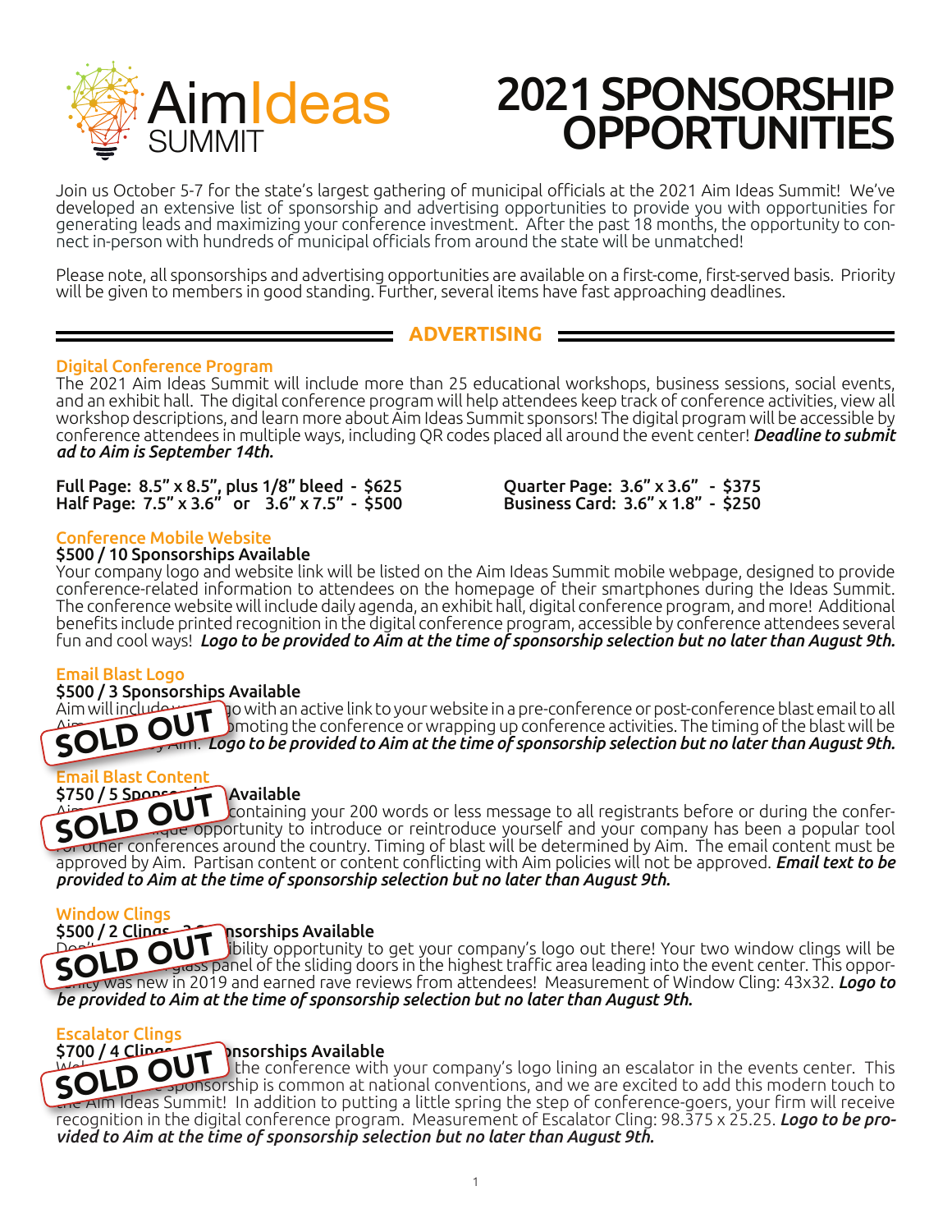# AimIdeas SUMMIT

# 2021 SPONSORSHIP OPPORTUNITIES

Join us October 5-7 for the state's largest gathering of municipal officials at the 2021 Aim Ideas Summit! We've developed an extensive list of sponsorship and advertising opportunities to provide you with opportunities for generating leads and maximizing your conference investment. After the past 18 months, the opportunity to connect in-person with hundreds of municipal officials from around the state will be unmatched!

Please note, all sponsorships and advertising opportunities are available on a first-come, first-served basis. Priority will be given to members in good standing. Further, several items have fast approaching deadlines.

## ADVERTISING

### Digital Conference Program

The 2021 Aim Ideas Summit will include more than 25 educational workshops, business sessions, social events, and an exhibit hall. The digital conference program will help attendees keep track of conference activities, view all workshop descriptions, and learn more about Aim Ideas Summit sponsors! The digital program will be accessible by conference attendees in multiple ways, including QR codes placed all around the event center! ***Deadline to submit ad to Aim is September 14th.***

**Full Page: 8.5" x 8.5", plus 1/8" bleed - $625**
**Half Page: 7.5" x 3.6" or 3.6" x 7.5" - $500**
**Quarter Page: 3.6" x 3.6" - $375**
**Business Card: 3.6" x 1.8" - $250**

### Conference Mobile Website

**$500 / 10 Sponsorships Available**

Your company logo and website link will be listed on the Aim Ideas Summit mobile webpage, designed to provide conference-related information to attendees on the homepage of their smartphones during the Ideas Summit. The conference website will include daily agenda, an exhibit hall, digital conference program, and more! Additional benefits include printed recognition in the digital conference program, accessible by conference attendees several fun and cool ways! ***Logo to be provided to Aim at the time of sponsorship selection but no later than August 9th.***

### Email Blast Logo

**SOLD OUT**

**$500 / 3 Sponsorships Available**

Aim will include ... go with an active link to your website in a pre-conference or post-conference blast email to all Aim ... promoting the conference or wrapping up conference activities. The timing of the blast will be ... by Aim. ***Logo to be provided to Aim at the time of sponsorship selection but no later than August 9th.***

### Email Blast Content

**SOLD OUT**

**$750 / 5 Sponso... Available**

Aim ... containing your 200 words or less message to all registrants before or during the conference ... unique opportunity to introduce or reintroduce yourself and your company has been a popular tool for other conferences around the country. Timing of blast will be determined by Aim. The email content must be approved by Aim. Partisan content or content conflicting with Aim policies will not be approved. ***Email text to be provided to Aim at the time of sponsorship selection but no later than August 9th.***

### Window Clings

**SOLD OUT**

**$500 / 2 Clings ... nsorships Available**

Don't ... ibility opportunity to get your company's logo out there! Your two window clings will be ... glass panel of the sliding doors in the highest traffic area leading into the event center. This opportunity was new in 2019 and earned rave reviews from attendees! Measurement of Window Cling: 43x32. ***Logo to be provided to Aim at the time of sponsorship selection but no later than August 9th.***

### Escalator Clings

**SOLD OUT**

**$700 / 4 Clings ... nsorships Available**

Wel... the conference with your company's logo lining an escalator in the events center. This ... sponsorship is common at national conventions, and we are excited to add this modern touch to the Aim Ideas Summit! In addition to putting a little spring the step of conference-goers, your firm will receive recognition in the digital conference program. Measurement of Escalator Cling: 98.375 x 25.25. ***Logo to be provided to Aim at the time of sponsorship selection but no later than August 9th.***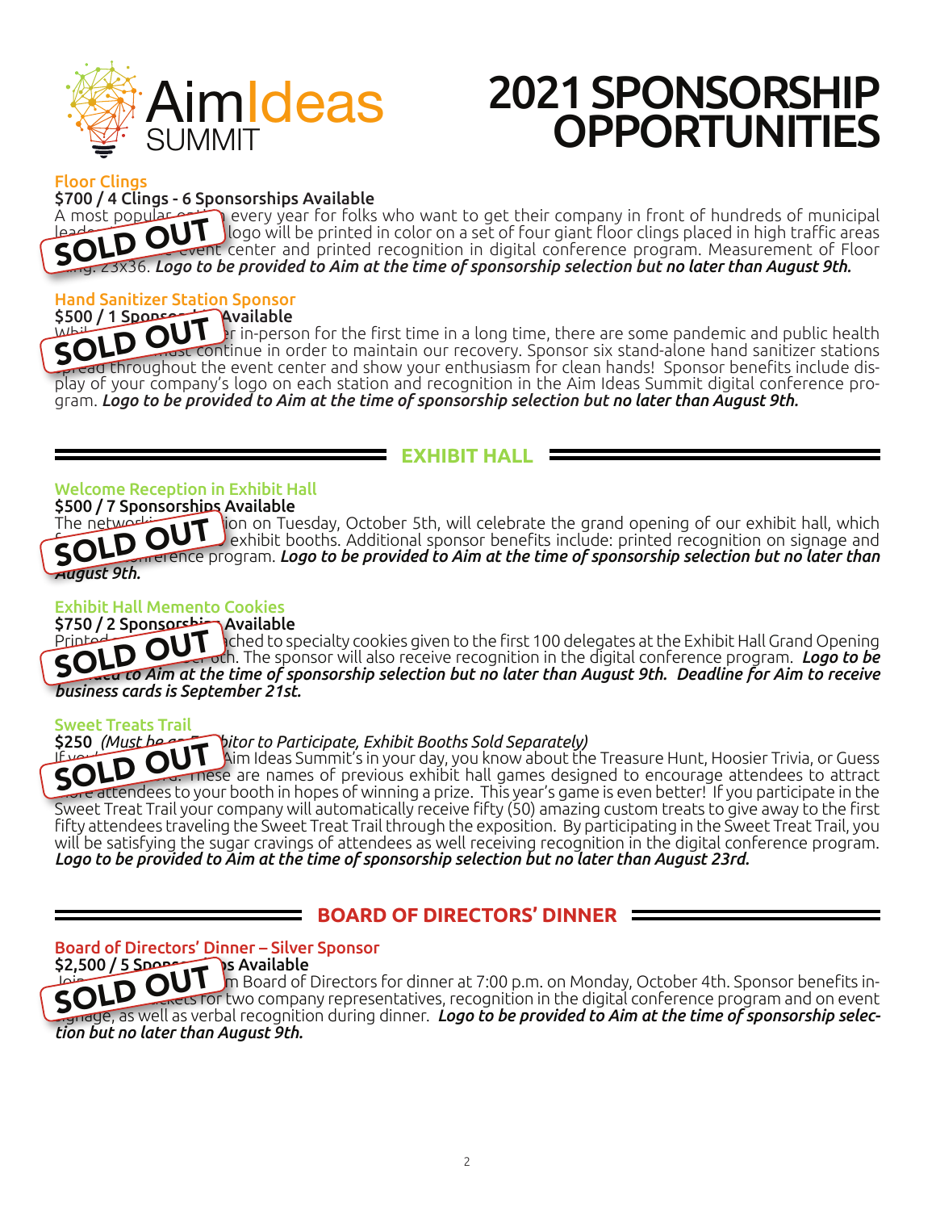# 2021 SPONSORSHIP OPPORTUNITIES

### Floor Clings

**$700 / 4 Clings - 6 Sponsorships Available**

SOLD OUT

A most popular ... every year for folks who want to get their company in front of hundreds of municipal leade... logo will be printed in color on a set of four giant floor clings placed in high traffic areas ... event center and printed recognition in digital conference program. Measurement of Floor ...ng: 23x36. ***Logo to be provided to Aim at the time of sponsorship selection but no later than August 9th.***

### Hand Sanitizer Station Sponsor

**$500 / 1 Sponso... Available**

SOLD OUT

Whi... r in-person for the first time in a long time, there are some pandemic and public health ... must continue in order to maintain our recovery. Sponsor six stand-alone hand sanitizer stations spread throughout the event center and show your enthusiasm for clean hands! Sponsor benefits include display of your company's logo on each station and recognition in the Aim Ideas Summit digital conference program. ***Logo to be provided to Aim at the time of sponsorship selection but no later than August 9th.***

## EXHIBIT HALL

### Welcome Reception in Exhibit Hall

**$500 / 7 Sponsorships Available**

SOLD OUT

The network... ion on Tuesday, October 5th, will celebrate the grand opening of our exhibit hall, which ... exhibit booths. Additional sponsor benefits include: printed recognition on signage and ... conference program. ***Logo to be provided to Aim at the time of sponsorship selection but no later than August 9th.***

### Exhibit Hall Memento Cookies

**$750 / 2 Sponsorsh... Available**

SOLD OUT

Printed ... ched to specialty cookies given to the first 100 delegates at the Exhibit Hall Grand Opening ... th. The sponsor will also receive recognition in the digital conference program. ***Logo to be ...ed to Aim at the time of sponsorship selection but no later than August 9th. Deadline for Aim to receive business cards is September 21st.***

### Sweet Treats Trail

**$250** *(Must be an E...bitor to Participate, Exhibit Booths Sold Separately)*

SOLD OUT

If you... Aim Ideas Summit's in your day, you know about the Treasure Hunt, Hoosier Trivia, or Guess ... These are names of previous exhibit hall games designed to encourage attendees to attract more attendees to your booth in hopes of winning a prize. This year's game is even better! If you participate in the Sweet Treat Trail your company will automatically receive fifty (50) amazing custom treats to give away to the first fifty attendees traveling the Sweet Treat Trail through the exposition. By participating in the Sweet Treat Trail, you will be satisfying the sugar cravings of attendees as well receiving recognition in the digital conference program. ***Logo to be provided to Aim at the time of sponsorship selection but no later than August 23rd.***

## BOARD OF DIRECTORS' DINNER

### Board of Directors' Dinner – Silver Sponsor

**$2,500 / 5 Spon... s Available**

SOLD OUT

Join ... m Board of Directors for dinner at 7:00 p.m. on Monday, October 4th. Sponsor benefits in... ...ckets for two company representatives, recognition in the digital conference program and on event signage, as well as verbal recognition during dinner. ***Logo to be provided to Aim at the time of sponsorship selection but no later than August 9th.***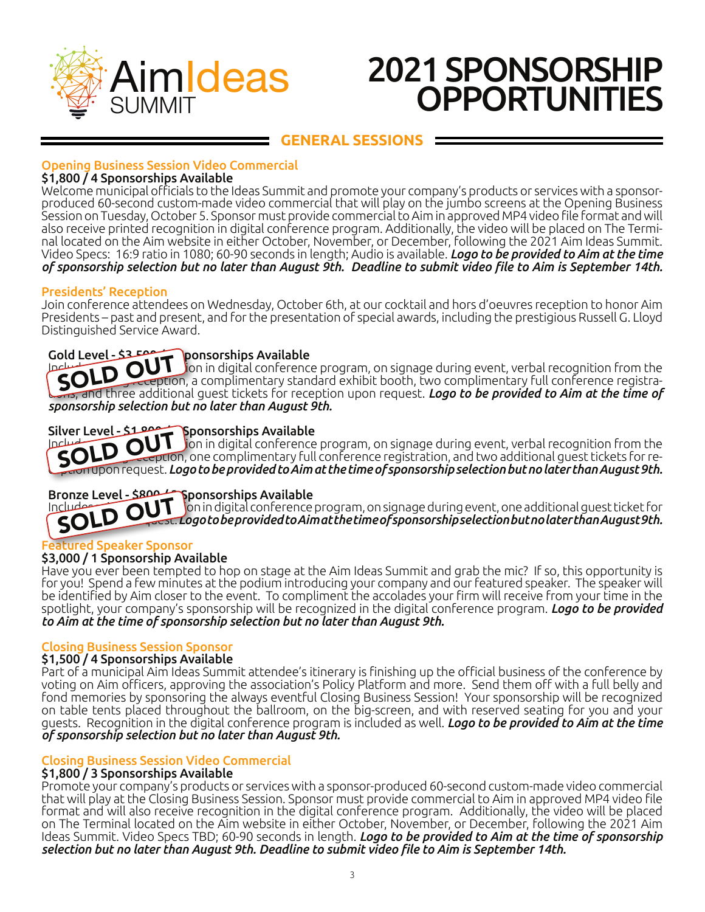# 2021 SPONSORSHIP OPPORTUNITIES

## GENERAL SESSIONS

### Opening Business Session Video Commercial

**$1,800 / 4 Sponsorships Available**

Welcome municipal officials to the Ideas Summit and promote your company's products or services with a sponsor-produced 60-second custom-made video commercial that will play on the jumbo screens at the Opening Business Session on Tuesday, October 5. Sponsor must provide commercial to Aim in approved MP4 video file format and will also receive printed recognition in digital conference program. Additionally, the video will be placed on The Terminal located on the Aim website in either October, November, or December, following the 2021 Aim Ideas Summit. Video Specs: 16:9 ratio in 1080; 60-90 seconds in length; Audio is available. ***Logo to be provided to Aim at the time of sponsorship selection but no later than August 9th. Deadline to submit video file to Aim is September 14th.***

### Presidents' Reception

Join conference attendees on Wednesday, October 6th, at our cocktail and hors d'oeuvres reception to honor Aim Presidents – past and present, and for the presentation of special awards, including the prestigious Russell G. Lloyd Distinguished Service Award.

**Gold Level - $3,500 / 1 Sponsorships Available** — SOLD OUT

Includes recognition in digital conference program, on signage during event, verbal recognition from the podium during reception, a complimentary standard exhibit booth, two complimentary full conference registrations, and three additional guest tickets for reception upon request. ***Logo to be provided to Aim at the time of sponsorship selection but no later than August 9th.***

**Silver Level - $1,800 / Sponsorships Available** — SOLD OUT

Includes recognition in digital conference program, on signage during event, verbal recognition from the podium during reception, one complimentary full conference registration, and two additional guest tickets for reception upon request. ***Logo to be provided to Aim at the time of sponsorship selection but no later than August 9th.***

**Bronze Level - $800 / Sponsorships Available** — SOLD OUT

Includes recognition in digital conference program, on signage during event, one additional guest ticket for reception upon request. ***Logo to be provided to Aim at the time of sponsorship selection but no later than August 9th.***

### Featured Speaker Sponsor

**$3,000 / 1 Sponsorship Available**

Have you ever been tempted to hop on stage at the Aim Ideas Summit and grab the mic? If so, this opportunity is for you! Spend a few minutes at the podium introducing your company and our featured speaker. The speaker will be identified by Aim closer to the event. To compliment the accolades your firm will receive from your time in the spotlight, your company's sponsorship will be recognized in the digital conference program. ***Logo to be provided to Aim at the time of sponsorship selection but no later than August 9th.***

### Closing Business Session Sponsor

**$1,500 / 4 Sponsorships Available**

Part of a municipal Aim Ideas Summit attendee's itinerary is finishing up the official business of the conference by voting on Aim officers, approving the association's Policy Platform and more. Send them off with a full belly and fond memories by sponsoring the always eventful Closing Business Session! Your sponsorship will be recognized on table tents placed throughout the ballroom, on the big-screen, and with reserved seating for you and your guests. Recognition in the digital conference program is included as well. ***Logo to be provided to Aim at the time of sponsorship selection but no later than August 9th.***

### Closing Business Session Video Commercial

**$1,800 / 3 Sponsorships Available**

Promote your company's products or services with a sponsor-produced 60-second custom-made video commercial that will play at the Closing Business Session. Sponsor must provide commercial to Aim in approved MP4 video file format and will also receive recognition in the digital conference program. Additionally, the video will be placed on The Terminal located on the Aim website in either October, November, or December, following the 2021 Aim Ideas Summit. Video Specs TBD; 60-90 seconds in length. ***Logo to be provided to Aim at the time of sponsorship selection but no later than August 9th. Deadline to submit video file to Aim is September 14th.***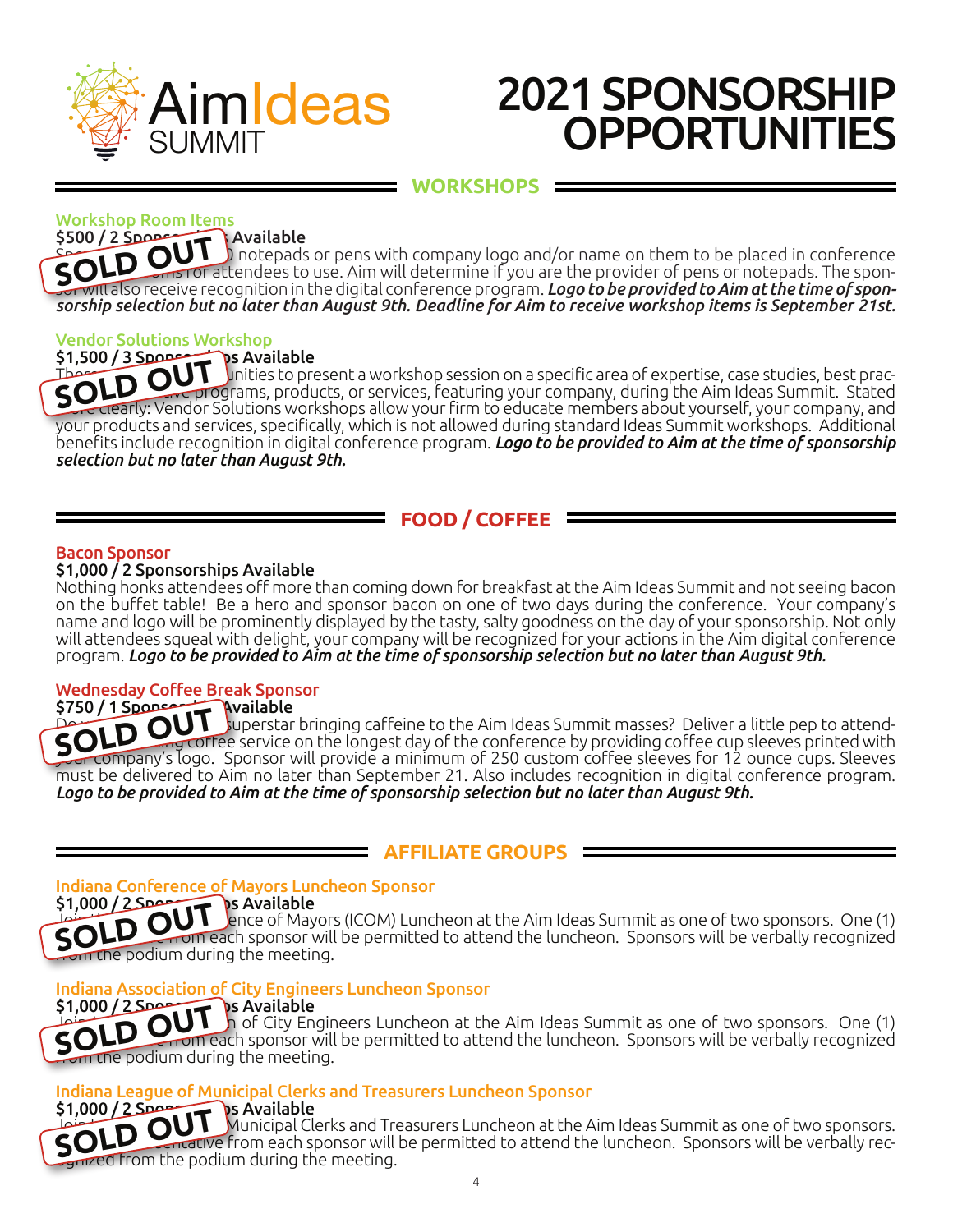# 2021 SPONSORSHIP OPPORTUNITIES

## WORKSHOPS

### Workshop Room Items

$500 / 2 Sponso... Available

SOLD OUT

Sp... notepads or pens with company logo and/or name on them to be placed in conference ...ms for attendees to use. Aim will determine if you are the provider of pens or notepads. The sponsor will also receive recognition in the digital conference program. ***Logo to be provided to Aim at the time of sponsorship selection but no later than August 9th. Deadline for Aim to receive workshop items is September 21st.***

### Vendor Solutions Workshop

$1,500 / 3 Sponso...ps Available

SOLD OUT

The... unities to present a workshop session on a specific area of expertise, case studies, best prac... ...ve programs, products, or services, featuring your company, during the Aim Ideas Summit. Stated ...re clearly: Vendor Solutions workshops allow your firm to educate members about yourself, your company, and your products and services, specifically, which is not allowed during standard Ideas Summit workshops. Additional benefits include recognition in digital conference program. ***Logo to be provided to Aim at the time of sponsorship selection but no later than August 9th.***

## FOOD / COFFEE

### Bacon Sponsor

$1,000 / 2 Sponsorships Available

Nothing honks attendees off more than coming down for breakfast at the Aim Ideas Summit and not seeing bacon on the buffet table! Be a hero and sponsor bacon on one of two days during the conference. Your company's name and logo will be prominently displayed by the tasty, salty goodness on the day of your sponsorship. Not only will attendees squeal with delight, your company will be recognized for your actions in the Aim digital conference program. ***Logo to be provided to Aim at the time of sponsorship selection but no later than August 9th.***

### Wednesday Coffee Break Sponsor

$750 / 1 Sponso... Available

SOLD OUT

Do... superstar bringing caffeine to the Aim Ideas Summit masses? Deliver a little pep to attend... ...ng coffee service on the longest day of the conference by providing coffee cup sleeves printed with your company's logo. Sponsor will provide a minimum of 250 custom coffee sleeves for 12 ounce cups. Sleeves must be delivered to Aim no later than September 21. Also includes recognition in digital conference program. ***Logo to be provided to Aim at the time of sponsorship selection but no later than August 9th.***

## AFFILIATE GROUPS

### Indiana Conference of Mayors Luncheon Sponsor

$1,000 / 2 Spon...ps Available

SOLD OUT

Jo... ...ence of Mayors (ICOM) Luncheon at the Aim Ideas Summit as one of two sponsors. One (1) ...from each sponsor will be permitted to attend the luncheon. Sponsors will be verbally recognized from the podium during the meeting.

### Indiana Association of City Engineers Luncheon Sponsor

$1,000 / 2 Spon...ps Available

SOLD OUT

Jo... ...n of City Engineers Luncheon at the Aim Ideas Summit as one of two sponsors. One (1) ...from each sponsor will be permitted to attend the luncheon. Sponsors will be verbally recognized from the podium during the meeting.

### Indiana League of Municipal Clerks and Treasurers Luncheon Sponsor

$1,000 / 2 Spon...ps Available

SOLD OUT

Jo... Municipal Clerks and Treasurers Luncheon at the Aim Ideas Summit as one of two sponsors. ...sentative from each sponsor will be permitted to attend the luncheon. Sponsors will be verbally recognized from the podium during the meeting.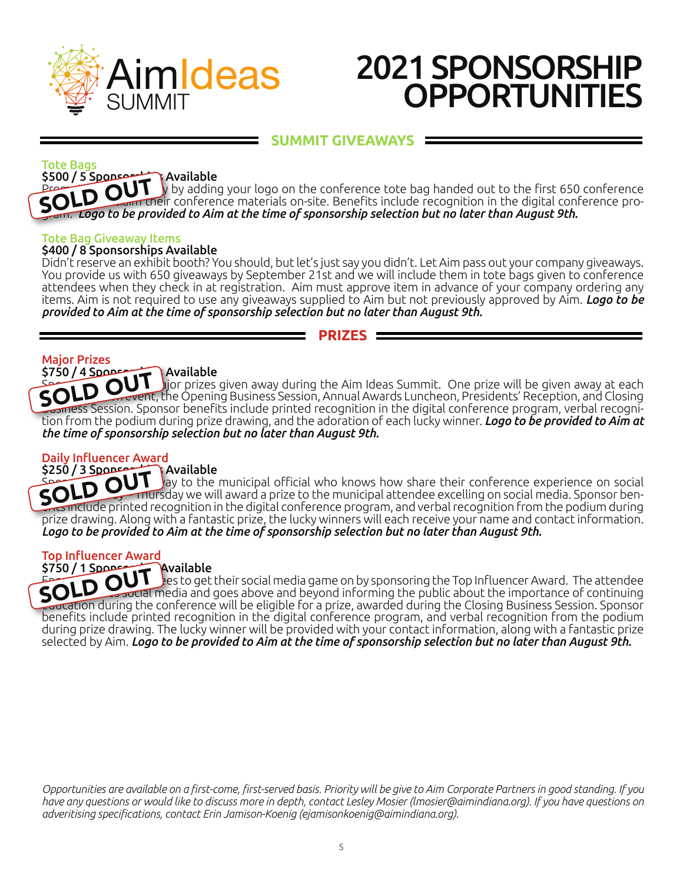# 2021 SPONSORSHIP OPPORTUNITIES

## SUMMIT GIVEAWAYS

### Tote Bags

$500 / 5 Spons... Available

**SOLD OUT**

...y by adding your logo on the conference tote bag handed out to the first 650 conference ...their conference materials on-site. Benefits include recognition in the digital conference pro-... ***Logo to be provided to Aim at the time of sponsorship selection but no later than August 9th.***

### Tote Bag Giveaway Items

$400 / 8 Sponsorships Available

Didn't reserve an exhibit booth? You should, but let's just say you didn't. Let Aim pass out your company giveaways. You provide us with 650 giveaways by September 21st and we will include them in tote bags given to conference attendees when they check in at registration. Aim must approve item in advance of your company ordering any items. Aim is not required to use any giveaways supplied to Aim but not previously approved by Aim. ***Logo to be provided to Aim at the time of sponsorship selection but no later than August 9th.***

## PRIZES

### Major Prizes

$750 / 4 Spons... Available

**SOLD OUT**

...jor prizes given away during the Aim Ideas Summit. One prize will be given away at each ...event, the Opening Business Session, Annual Awards Luncheon, Presidents' Reception, and Closing ...Business Session. Sponsor benefits include printed recognition in the digital conference program, verbal recognition from the podium during prize drawing, and the adoration of each lucky winner. ***Logo to be provided to Aim at the time of sponsorship selection but no later than August 9th.***

### Daily Influencer Award

$250 / 3 Spons... Available

**SOLD OUT**

...ay to the municipal official who knows how share their conference experience on social ...Thursday we will award a prize to the municipal attendee excelling on social media. Sponsor benefits include printed recognition in the digital conference program, and verbal recognition from the podium during prize drawing. Along with a fantastic prize, the lucky winners will each receive your name and contact information. ***Logo to be provided to Aim at the time of sponsorship selection but no later than August 9th.***

### Top Influencer Award

$750 / 1 Spons... Available

**SOLD OUT**

...es to get their social media game on by sponsoring the Top Influencer Award. The attendee ...social media and goes above and beyond informing the public about the importance of continuing education during the conference will be eligible for a prize, awarded during the Closing Business Session. Sponsor benefits include printed recognition in the digital conference program, and verbal recognition from the podium during prize drawing. The lucky winner will be provided with your contact information, along with a fantastic prize selected by Aim. ***Logo to be provided to Aim at the time of sponsorship selection but no later than August 9th.***

*Opportunities are available on a first-come, first-served basis. Priority will be give to Aim Corporate Partners in good standing. If you have any questions or would like to discuss more in depth, contact Lesley Mosier (lmosier@aimindiana.org). If you have questions on adveritising specifications, contact Erin Jamison-Koenig (ejamisonkoenig@aimindiana.org).*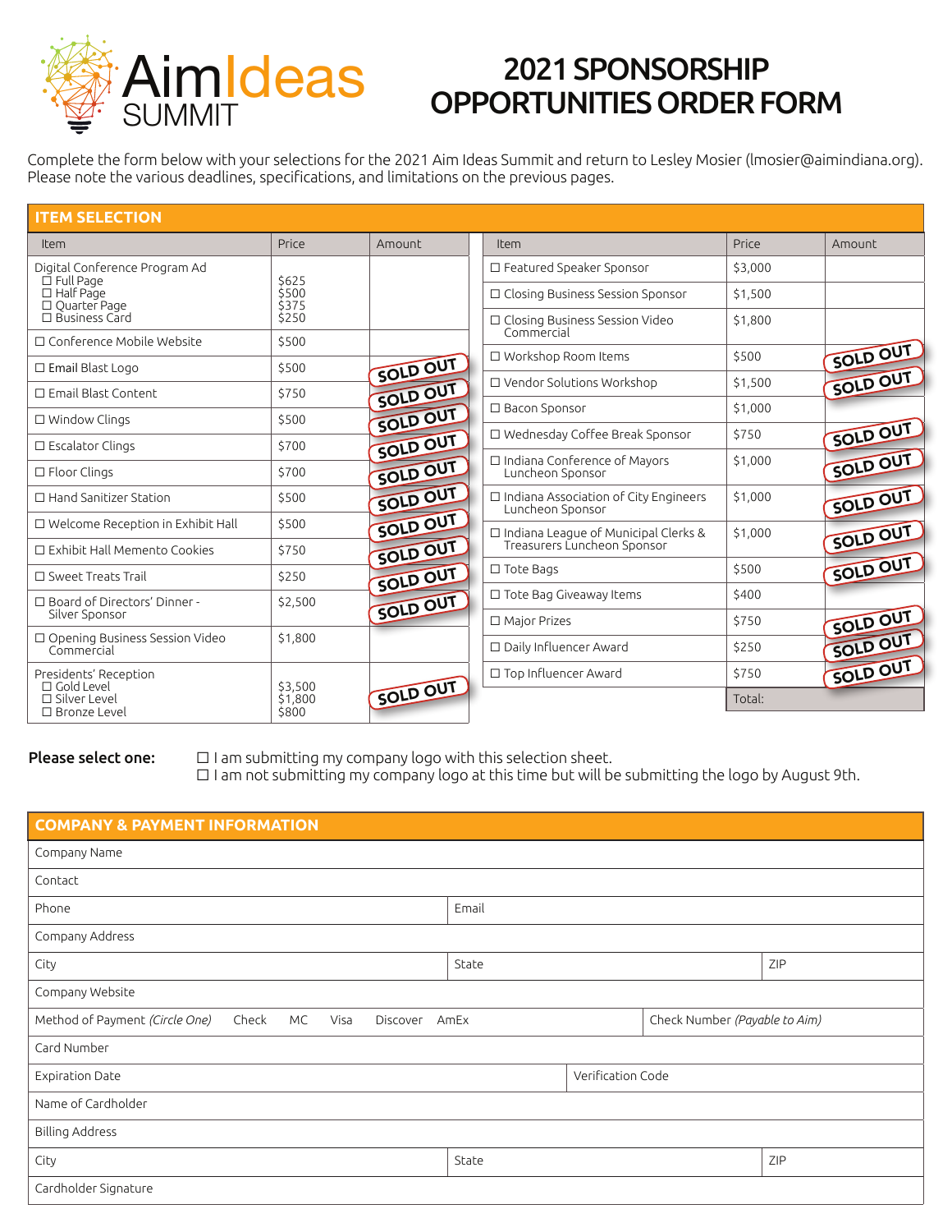# AimIdeas SUMMIT

# 2021 SPONSORSHIP OPPORTUNITIES ORDER FORM

Complete the form below with your selections for the 2021 Aim Ideas Summit and return to Lesley Mosier (lmosier@aimindiana.org). Please note the various deadlines, specifications, and limitations on the previous pages.

## ITEM SELECTION

| Item | Price | Amount |
|---|---|---|
| Digital Conference Program Ad<br>☐ Full Page<br>☐ Half Page<br>☐ Quarter Page<br>☐ Business Card | <br>$625<br>$500<br>$375<br>$250 | |
| ☐ Conference Mobile Website | $500 | |
| ☐ Email Blast Logo | $500 | SOLD OUT |
| ☐ Email Blast Content | $750 | SOLD OUT |
| ☐ Window Clings | $500 | SOLD OUT |
| ☐ Escalator Clings | $700 | SOLD OUT |
| ☐ Floor Clings | $700 | SOLD OUT |
| ☐ Hand Sanitizer Station | $500 | SOLD OUT |
| ☐ Welcome Reception in Exhibit Hall | $500 | SOLD OUT |
| ☐ Exhibit Hall Memento Cookies | $750 | SOLD OUT |
| ☐ Sweet Treats Trail | $250 | SOLD OUT |
| ☐ Board of Directors' Dinner - Silver Sponsor | $2,500 | SOLD OUT |
| ☐ Opening Business Session Video Commercial | $1,800 | |
| Presidents' Reception<br>☐ Gold Level<br>☐ Silver Level<br>☐ Bronze Level | <br>$3,500<br>$1,800<br>$800 | SOLD OUT |

| Item | Price | Amount |
|---|---|---|
| ☐ Featured Speaker Sponsor | $3,000 | |
| ☐ Closing Business Session Sponsor | $1,500 | |
| ☐ Closing Business Session Video Commercial | $1,800 | |
| ☐ Workshop Room Items | $500 | SOLD OUT |
| ☐ Vendor Solutions Workshop | $1,500 | SOLD OUT |
| ☐ Bacon Sponsor | $1,000 | |
| ☐ Wednesday Coffee Break Sponsor | $750 | SOLD OUT |
| ☐ Indiana Conference of Mayors Luncheon Sponsor | $1,000 | SOLD OUT |
| ☐ Indiana Association of City Engineers Luncheon Sponsor | $1,000 | SOLD OUT |
| ☐ Indiana League of Municipal Clerks & Treasurers Luncheon Sponsor | $1,000 | SOLD OUT |
| ☐ Tote Bags | $500 | SOLD OUT |
| ☐ Tote Bag Giveaway Items | $400 | |
| ☐ Major Prizes | $750 | SOLD OUT |
| ☐ Daily Influencer Award | $250 | SOLD OUT |
| ☐ Top Influencer Award | $750 | SOLD OUT |
| | Total: | |

**Please select one:**

☐ I am submitting my company logo with this selection sheet.
☐ I am not submitting my company logo at this time but will be submitting the logo by August 9th.

## COMPANY & PAYMENT INFORMATION

| | | |
|---|---|---|
| Company Name | | |
| Contact | | |
| Phone | Email | |
| Company Address | | |
| City | State | ZIP |
| Company Website | | |
| Method of Payment *(Circle One)* Check MC Visa Discover AmEx | Check Number *(Payable to Aim)* | |
| Card Number | | |
| Expiration Date | Verification Code | |
| Name of Cardholder | | |
| Billing Address | | |
| City | State | ZIP |
| Cardholder Signature | | |